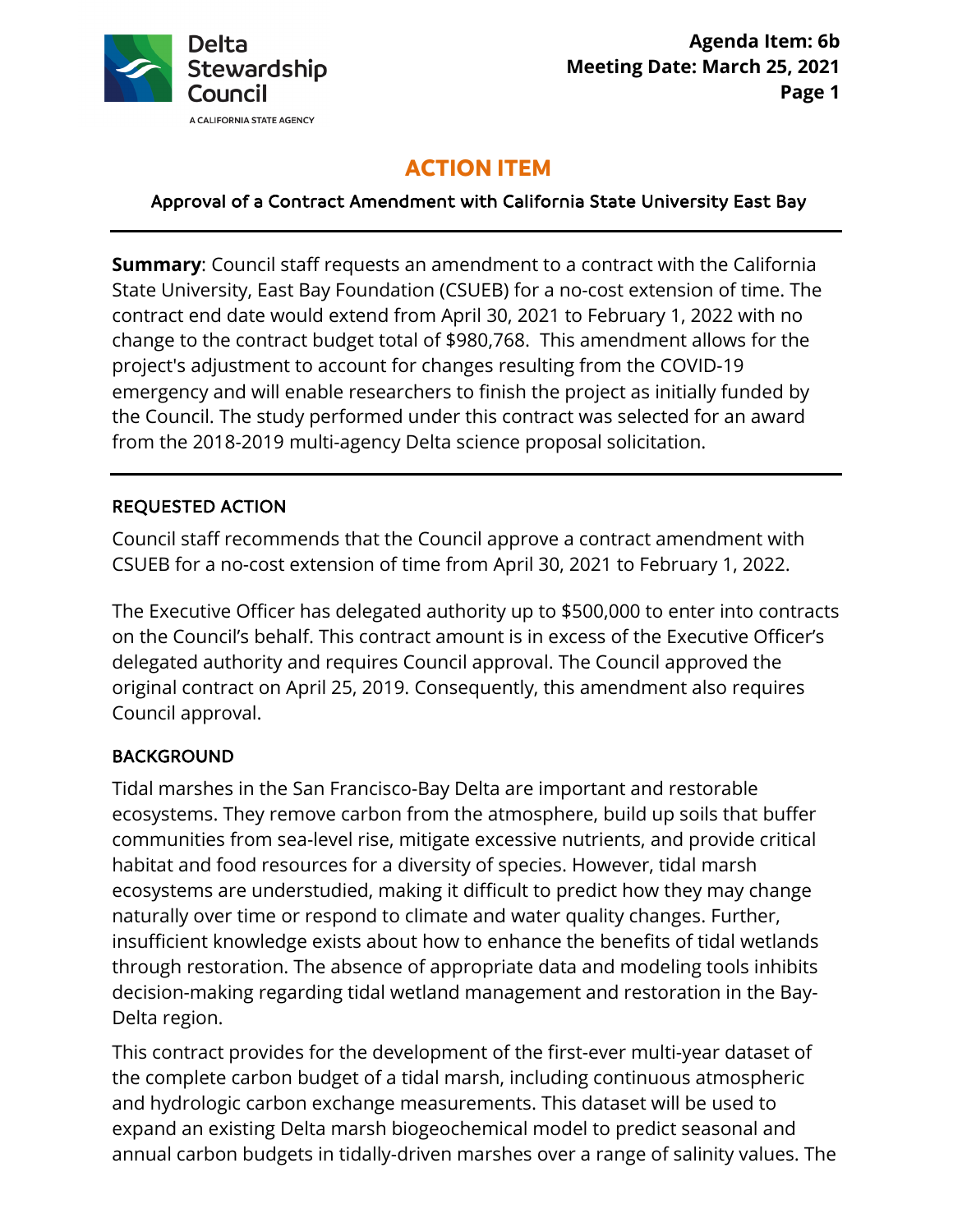Delta Stewardship Council

A CALIFORNIA STATE AGENCY

**Agenda Item: 6b**
**Meeting Date: March 25, 2021**

# ACTION ITEM

## Approval of a Contract Amendment with California State University East Bay

**Summary**: Council staff requests an amendment to a contract with the California State University, East Bay Foundation (CSUEB) for a no-cost extension of time. The contract end date would extend from April 30, 2021 to February 1, 2022 with no change to the contract budget total of $980,768. This amendment allows for the project's adjustment to account for changes resulting from the COVID-19 emergency and will enable researchers to finish the project as initially funded by the Council. The study performed under this contract was selected for an award from the 2018-2019 multi-agency Delta science proposal solicitation.

### REQUESTED ACTION

Council staff recommends that the Council approve a contract amendment with CSUEB for a no-cost extension of time from April 30, 2021 to February 1, 2022.

The Executive Officer has delegated authority up to $500,000 to enter into contracts on the Council's behalf. This contract amount is in excess of the Executive Officer's delegated authority and requires Council approval. The Council approved the original contract on April 25, 2019. Consequently, this amendment also requires Council approval.

### BACKGROUND

Tidal marshes in the San Francisco-Bay Delta are important and restorable ecosystems. They remove carbon from the atmosphere, build up soils that buffer communities from sea-level rise, mitigate excessive nutrients, and provide critical habitat and food resources for a diversity of species. However, tidal marsh ecosystems are understudied, making it difficult to predict how they may change naturally over time or respond to climate and water quality changes. Further, insufficient knowledge exists about how to enhance the benefits of tidal wetlands through restoration. The absence of appropriate data and modeling tools inhibits decision-making regarding tidal wetland management and restoration in the Bay-Delta region.

This contract provides for the development of the first-ever multi-year dataset of the complete carbon budget of a tidal marsh, including continuous atmospheric and hydrologic carbon exchange measurements. This dataset will be used to expand an existing Delta marsh biogeochemical model to predict seasonal and annual carbon budgets in tidally-driven marshes over a range of salinity values. The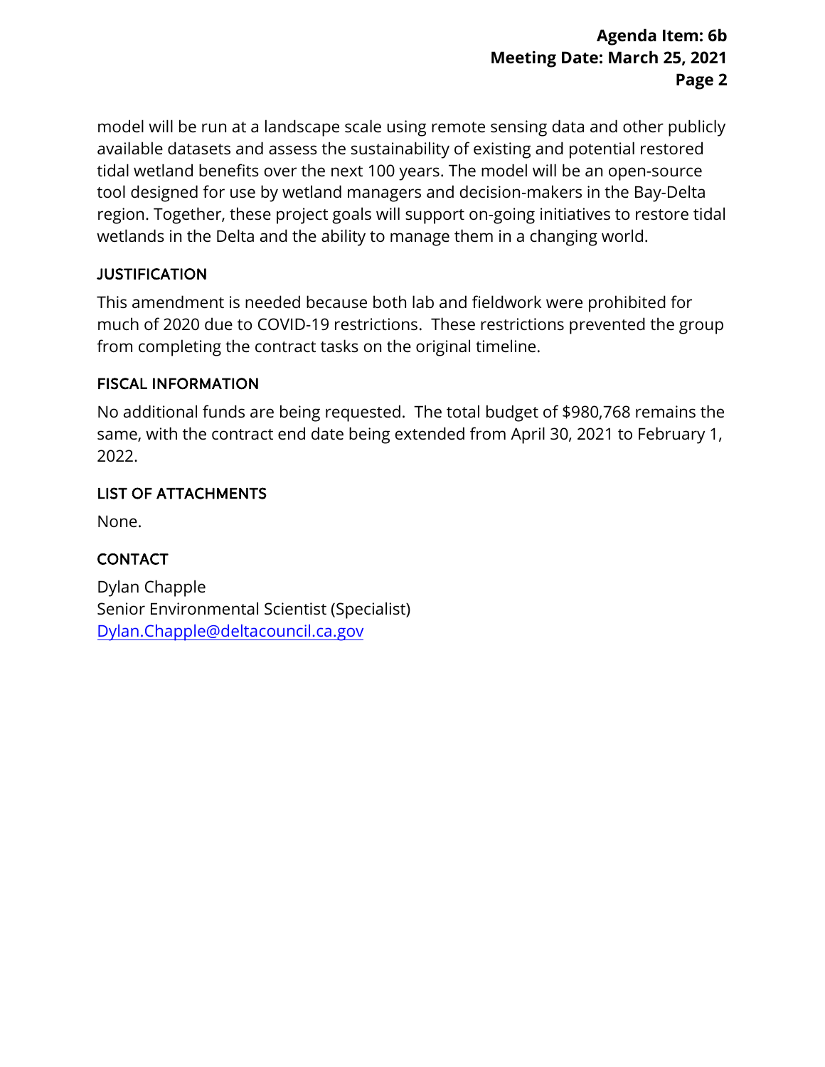model will be run at a landscape scale using remote sensing data and other publicly available datasets and assess the sustainability of existing and potential restored tidal wetland benefits over the next 100 years. The model will be an open-source tool designed for use by wetland managers and decision-makers in the Bay-Delta region. Together, these project goals will support on-going initiatives to restore tidal wetlands in the Delta and the ability to manage them in a changing world.

## JUSTIFICATION

This amendment is needed because both lab and fieldwork were prohibited for much of 2020 due to COVID-19 restrictions. These restrictions prevented the group from completing the contract tasks on the original timeline.

## FISCAL INFORMATION

No additional funds are being requested. The total budget of $980,768 remains the same, with the contract end date being extended from April 30, 2021 to February 1, 2022.

## LIST OF ATTACHMENTS

None.

## CONTACT

Dylan Chapple
Senior Environmental Scientist (Specialist)
[Dylan.Chapple@deltacouncil.ca.gov](mailto:Dylan.Chapple@deltacouncil.ca.gov)